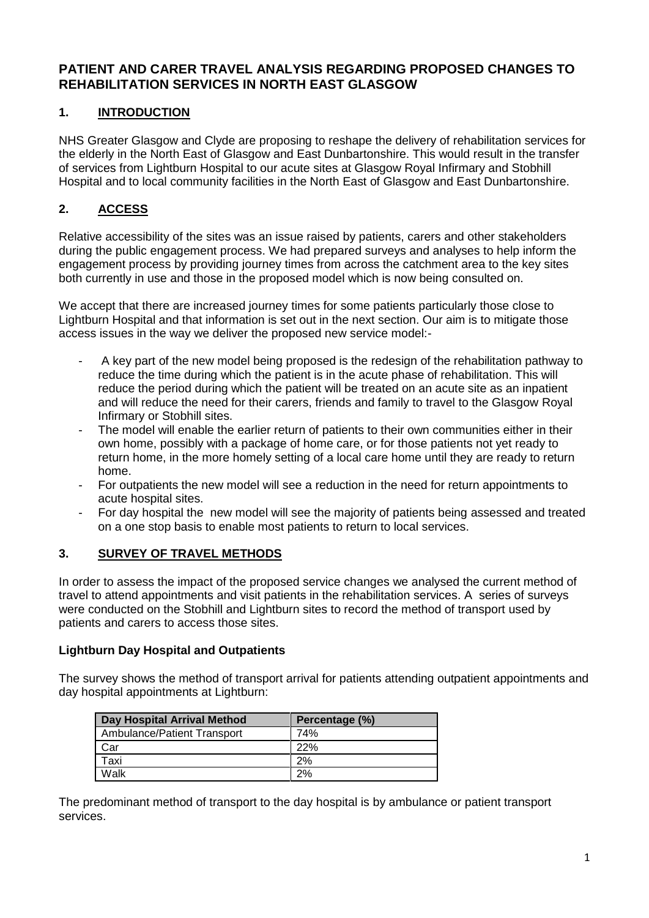# PATIENT AND CARER TRAVEL ANALYSIS REGARDING PROPOSED CHANGES TO REHABILITATION SERVICES IN NORTH EAST GLASGOW

## 1. INTRODUCTION

NHS Greater Glasgow and Clyde are proposing to reshape the delivery of rehabilitation services for the elderly in the North East of Glasgow and East Dunbartonshire. This would result in the transfer of services from Lightburn Hospital to our acute sites at Glasgow Royal Infirmary and Stobhill Hospital and to local community facilities in the North East of Glasgow and East Dunbartonshire.

## 2. ACCESS

Relative accessibility of the sites was an issue raised by patients, carers and other stakeholders during the public engagement process. We had prepared surveys and analyses to help inform the engagement process by providing journey times from across the catchment area to the key sites both currently in use and those in the proposed model which is now being consulted on.

We accept that there are increased journey times for some patients particularly those close to Lightburn Hospital and that information is set out in the next section. Our aim is to mitigate those access issues in the way we deliver the proposed new service model:-

- A key part of the new model being proposed is the redesign of the rehabilitation pathway to reduce the time during which the patient is in the acute phase of rehabilitation. This will reduce the period during which the patient will be treated on an acute site as an inpatient and will reduce the need for their carers, friends and family to travel to the Glasgow Royal Infirmary or Stobhill sites.
- The model will enable the earlier return of patients to their own communities either in their own home, possibly with a package of home care, or for those patients not yet ready to return home, in the more homely setting of a local care home until they are ready to return home.
- For outpatients the new model will see a reduction in the need for return appointments to acute hospital sites.
- For day hospital the new model will see the majority of patients being assessed and treated on a one stop basis to enable most patients to return to local services.

## 3. SURVEY OF TRAVEL METHODS

In order to assess the impact of the proposed service changes we analysed the current method of travel to attend appointments and visit patients in the rehabilitation services. A series of surveys were conducted on the Stobhill and Lightburn sites to record the method of transport used by patients and carers to access those sites.

### Lightburn Day Hospital and Outpatients

The survey shows the method of transport arrival for patients attending outpatient appointments and day hospital appointments at Lightburn:

| Day Hospital Arrival Method | Percentage (%) |
|---|---|
| Ambulance/Patient Transport | 74% |
| Car | 22% |
| Taxi | 2% |
| Walk | 2% |

The predominant method of transport to the day hospital is by ambulance or patient transport services.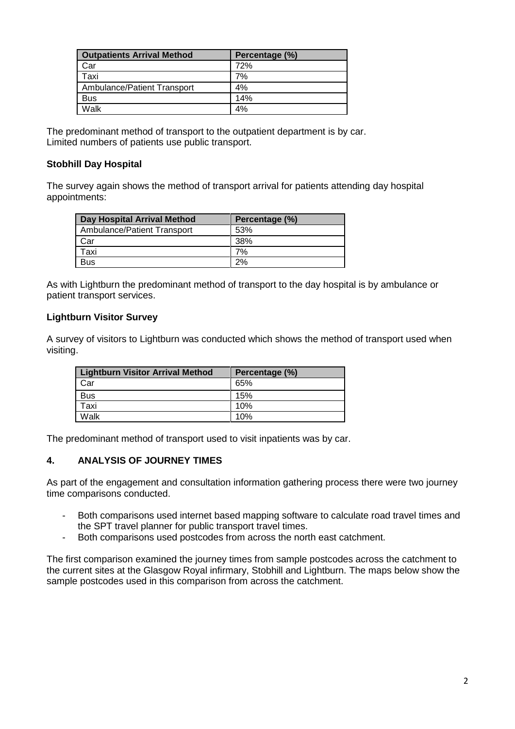| Outpatients Arrival Method | Percentage (%) |
|---|---|
| Car | 72% |
| Taxi | 7% |
| Ambulance/Patient Transport | 4% |
| Bus | 14% |
| Walk | 4% |

The predominant method of transport to the outpatient department is by car.
Limited numbers of patients use public transport.

**Stobhill Day Hospital**

The survey again shows the method of transport arrival for patients attending day hospital appointments:

| Day Hospital Arrival Method | Percentage (%) |
|---|---|
| Ambulance/Patient Transport | 53% |
| Car | 38% |
| Taxi | 7% |
| Bus | 2% |

As with Lightburn the predominant method of transport to the day hospital is by ambulance or patient transport services.

**Lightburn Visitor Survey**

A survey of visitors to Lightburn was conducted which shows the method of transport used when visiting.

| Lightburn Visitor Arrival Method | Percentage (%) |
|---|---|
| Car | 65% |
| Bus | 15% |
| Taxi | 10% |
| Walk | 10% |

The predominant method of transport used to visit inpatients was by car.

## 4. ANALYSIS OF JOURNEY TIMES

As part of the engagement and consultation information gathering process there were two journey time comparisons conducted.

- Both comparisons used internet based mapping software to calculate road travel times and the SPT travel planner for public transport travel times.
- Both comparisons used postcodes from across the north east catchment.

The first comparison examined the journey times from sample postcodes across the catchment to the current sites at the Glasgow Royal infirmary, Stobhill and Lightburn. The maps below show the sample postcodes used in this comparison from across the catchment.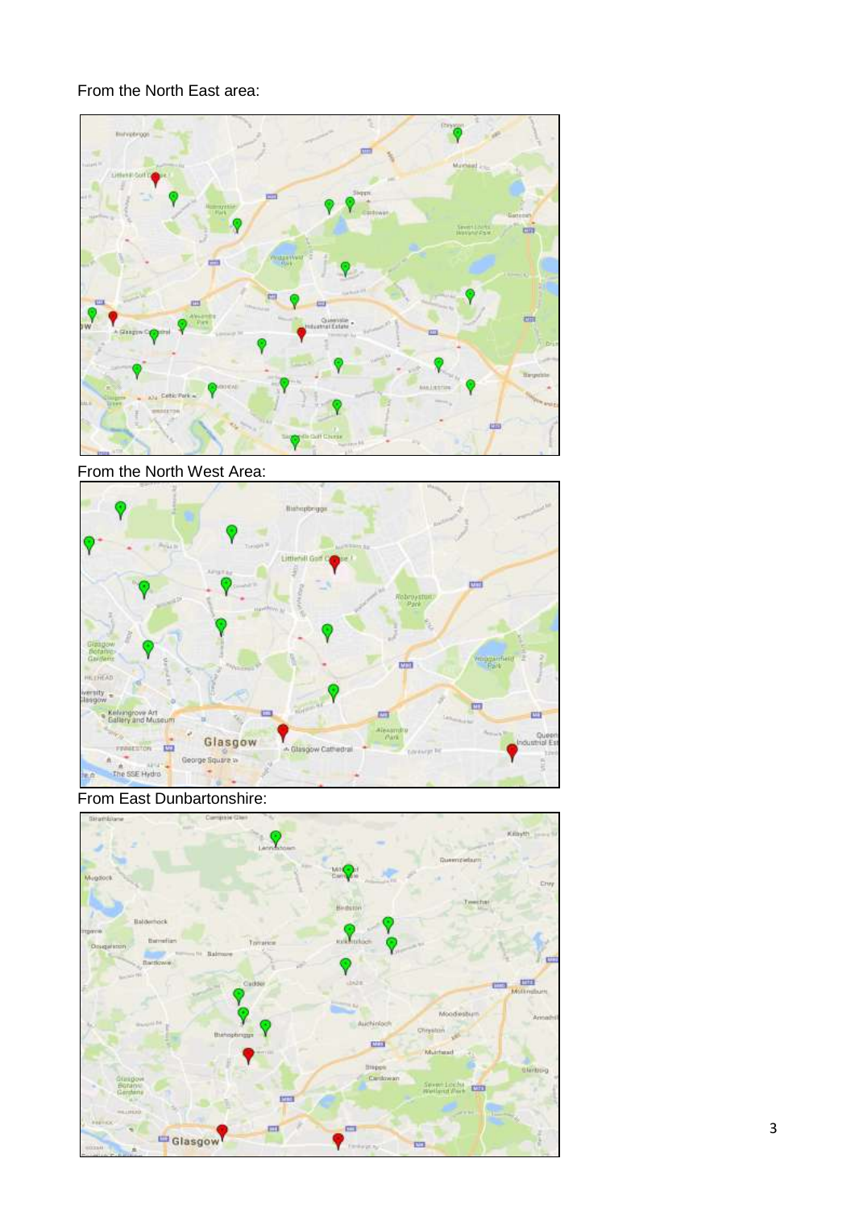From the North East area:

From the North West Area:

From East Dunbartonshire: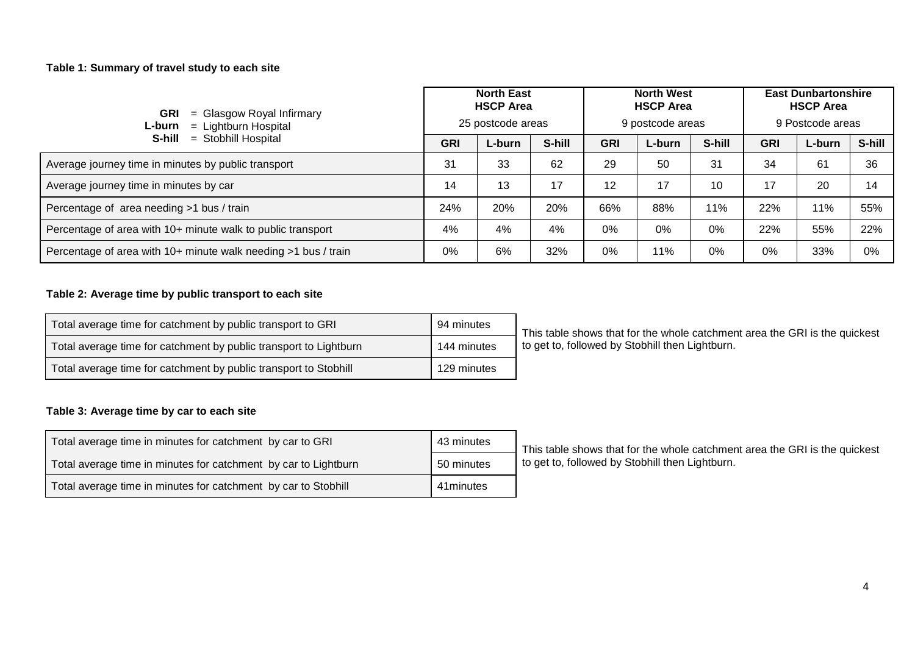**Table 1: Summary of travel study to each site**

| **GRI** = Glasgow Royal Infirmary<br>**L-burn** = Lightburn Hospital<br>**S-hill** = Stobhill Hospital | **North East HSCP Area** 25 postcode areas | | | **North West HSCP Area** 9 postcode areas | | | **East Dunbartonshire HSCP Area** 9 Postcode areas | | |
|---|---|---|---|---|---|---|---|---|---|
| | **GRI** | **L-burn** | **S-hill** | **GRI** | **L-burn** | **S-hill** | **GRI** | **L-burn** | **S-hill** |
| Average journey time in minutes by public transport | 31 | 33 | 62 | 29 | 50 | 31 | 34 | 61 | 36 |
| Average journey time in minutes by car | 14 | 13 | 17 | 12 | 17 | 10 | 17 | 20 | 14 |
| Percentage of area needing >1 bus / train | 24% | 20% | 20% | 66% | 88% | 11% | 22% | 11% | 55% |
| Percentage of area with 10+ minute walk to public transport | 4% | 4% | 4% | 0% | 0% | 0% | 22% | 55% | 22% |
| Percentage of area with 10+ minute walk needing >1 bus / train | 0% | 6% | 32% | 0% | 11% | 0% | 0% | 33% | 0% |

**Table 2: Average time by public transport to each site**

| | |
|---|---|
| Total average time for catchment by public transport to GRI | 94 minutes |
| Total average time for catchment by public transport to Lightburn | 144 minutes |
| Total average time for catchment by public transport to Stobhill | 129 minutes |

This table shows that for the whole catchment area the GRI is the quickest to get to, followed by Stobhill then Lightburn.

**Table 3: Average time by car to each site**

| | |
|---|---|
| Total average time in minutes for catchment by car to GRI | 43 minutes |
| Total average time in minutes for catchment by car to Lightburn | 50 minutes |
| Total average time in minutes for catchment by car to Stobhill | 41minutes |

This table shows that for the whole catchment area the GRI is the quickest to get to, followed by Stobhill then Lightburn.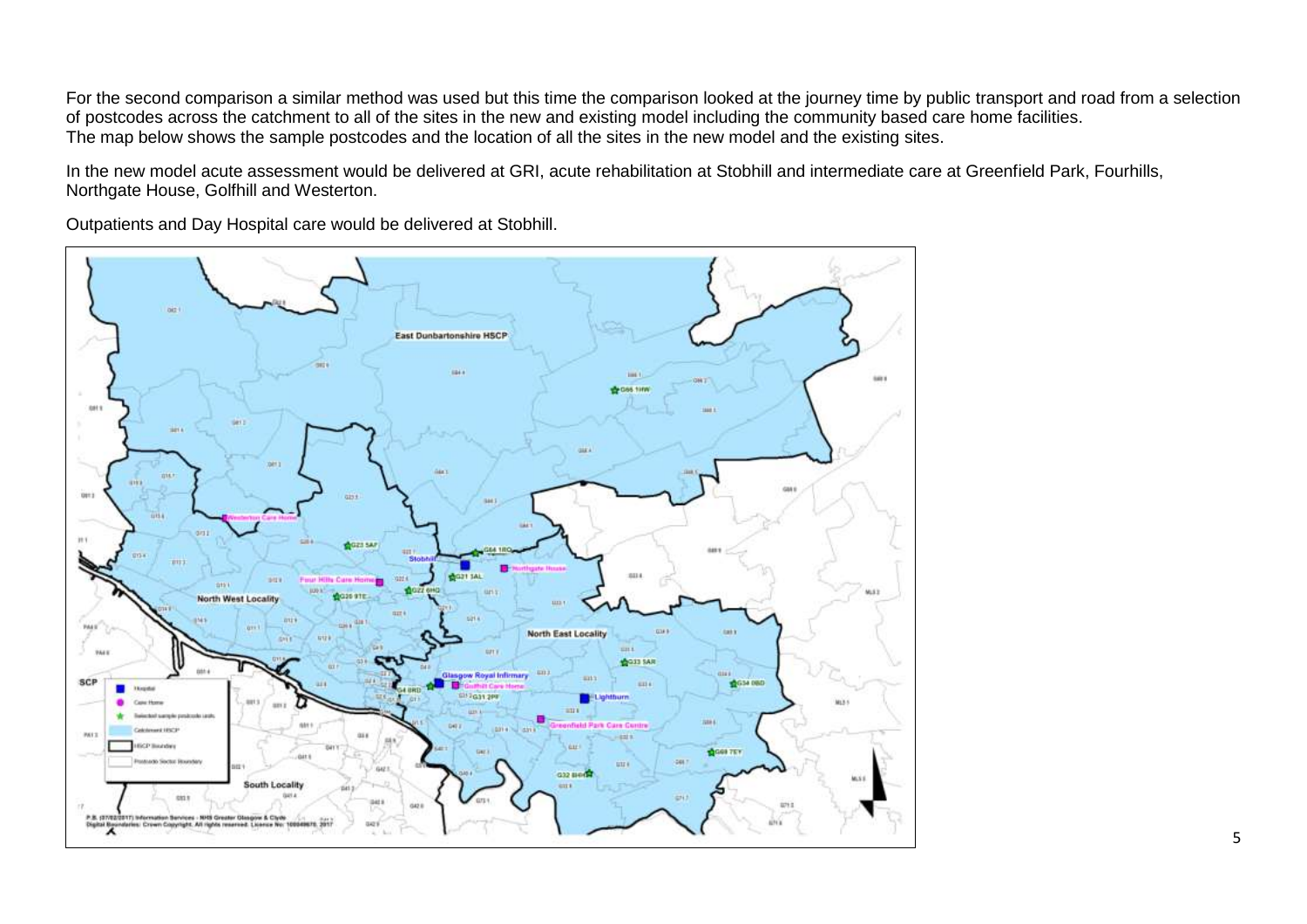For the second comparison a similar method was used but this time the comparison looked at the journey time by public transport and road from a selection of postcodes across the catchment to all of the sites in the new and existing model including the community based care home facilities. The map below shows the sample postcodes and the location of all the sites in the new model and the existing sites.

In the new model acute assessment would be delivered at GRI, acute rehabilitation at Stobhill and intermediate care at Greenfield Park, Fourhills, Northgate House, Golfhill and Westerton.

Outpatients and Day Hospital care would be delivered at Stobhill.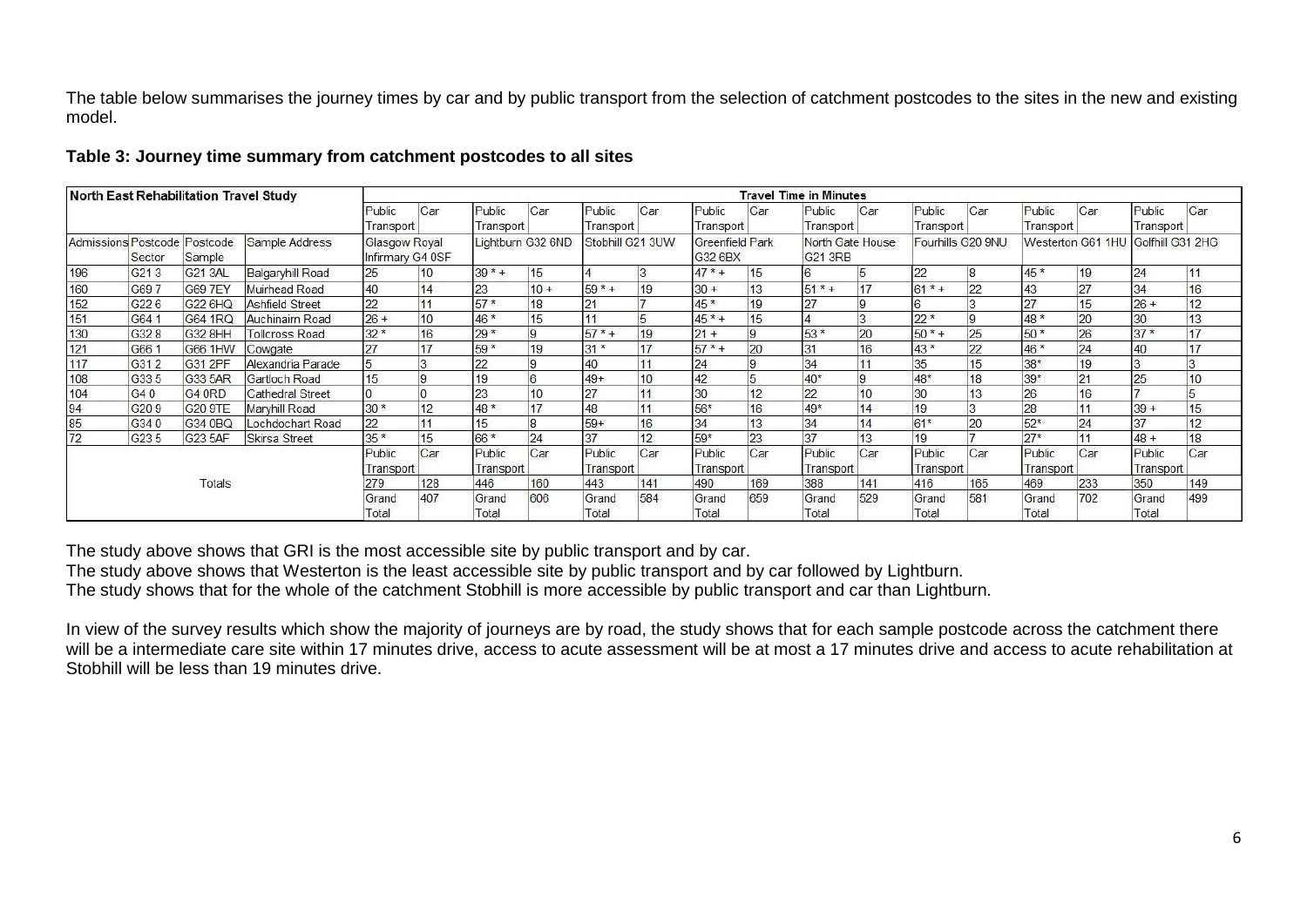The table below summarises the journey times by car and by public transport from the selection of catchment postcodes to the sites in the new and existing model.

**Table 3: Journey time summary from catchment postcodes to all sites**

| North East Rehabilitation Travel Study | | | | Travel Time in Minutes | | | | | | | | | | | | | | | | | |
|---|---|---|---|---|---|---|---|---|---|---|---|---|---|---|---|---|---|---|---|---|---|
| | | | | Public Transport | Car | Public Transport | Car | Public Transport | Car | Public Transport | Car | Public Transport | Car | Public Transport | Car | Public Transport | Car | Public Transport | Car |
| Admissions | Postcode Sector | Postcode Sample | Sample Address | Glasgow Royal Infirmary G4 0SF | | Lightburn G32 6ND | | Stobhill G21 3UW | | Greenfield Park G32 6BX | | North Gate House G21 3RB | | Fourhills G20 9NU | | Westerton G61 1HU | | Golfhill G31 2HG | |
| 196 | G21 3 | G21 3AL | Balgaryhill Road | 25 | 10 | 39 * + | 15 | 4 | 3 | 47 * + | 15 | 6 | 5 | 22 | 8 | 45 * | 19 | 24 | 11 |
| 160 | G69 7 | G69 7EY | Muirhead Road | 40 | 14 | 23 | 10 + | 59 * + | 19 | 30 + | 13 | 51 * + | 17 | 61 * + | 22 | 43 | 27 | 34 | 16 |
| 152 | G22 6 | G22 6HQ | Ashfield Street | 22 | 11 | 57 * | 18 | 21 | 7 | 45 * | 19 | 27 | 9 | 6 | 3 | 27 | 15 | 26 + | 12 |
| 151 | G64 1 | G64 1RQ | Auchinairn Road | 26 + | 10 | 46 * | 15 | 11 | 5 | 45 * + | 15 | 4 | 3 | 22 * | 9 | 48 * | 20 | 30 | 13 |
| 130 | G32 8 | G32 8HH | Tollcross Road | 32 * | 16 | 29 * | 9 | 57 * + | 19 | 21 + | 9 | 53 * | 20 | 50 * + | 25 | 50 * | 26 | 37 * | 17 |
| 121 | G66 1 | G66 1HW | Cowgate | 27 | 17 | 59 * | 19 | 31 * | 17 | 57 * + | 20 | 31 | 16 | 43 * | 22 | 46 * | 24 | 40 | 17 |
| 117 | G31 2 | G31 2PF | Alexandria Parade | 5 | 3 | 22 | 9 | 40 | 11 | 24 | 9 | 34 | 11 | 35 | 15 | 38* | 19 | 3 | 3 |
| 108 | G33 5 | G33 5AR | Gartloch Road | 15 | 9 | 19 | 6 | 49+ | 10 | 42 | 5 | 40* | 9 | 48* | 18 | 39* | 21 | 25 | 10 |
| 104 | G4 0 | G4 0RD | Cathedral Street | 0 | 0 | 23 | 10 | 27 | 11 | 30 | 12 | 22 | 10 | 30 | 13 | 26 | 16 | 7 | 5 |
| 94 | G20 9 | G20 9TE | Maryhill Road | 30 * | 12 | 48 * | 17 | 48 | 11 | 56* | 16 | 49* | 14 | 19 | 3 | 28 | 11 | 39 + | 15 |
| 85 | G34 0 | G34 0BQ | Lochdochart Road | 22 | 11 | 15 | 8 | 59+ | 16 | 34 | 13 | 34 | 14 | 61* | 20 | 52* | 24 | 37 | 12 |
| 72 | G23 5 | G23 5AF | Skirsa Street | 35 * | 15 | 66 * | 24 | 37 | 12 | 59* | 23 | 37 | 13 | 19 | 7 | 27* | 11 | 48 + | 18 |
| Totals | | | | Public Transport | Car | Public Transport | Car | Public Transport | Car | Public Transport | Car | Public Transport | Car | Public Transport | Car | Public Transport | Car | Public Transport | Car |
| | | | | 279 | 128 | 446 | 160 | 443 | 141 | 490 | 169 | 388 | 141 | 416 | 165 | 469 | 233 | 350 | 149 |
| | | | | Grand Total | 407 | Grand Total | 606 | Grand Total | 584 | Grand Total | 659 | Grand Total | 529 | Grand Total | 581 | Grand Total | 702 | Grand Total | 499 |

The study above shows that GRI is the most accessible site by public transport and by car.
The study above shows that Westerton is the least accessible site by public transport and by car followed by Lightburn.
The study shows that for the whole of the catchment Stobhill is more accessible by public transport and car than Lightburn.

In view of the survey results which show the majority of journeys are by road, the study shows that for each sample postcode across the catchment there will be a intermediate care site within 17 minutes drive, access to acute assessment will be at most a 17 minutes drive and access to acute rehabilitation at Stobhill will be less than 19 minutes drive.